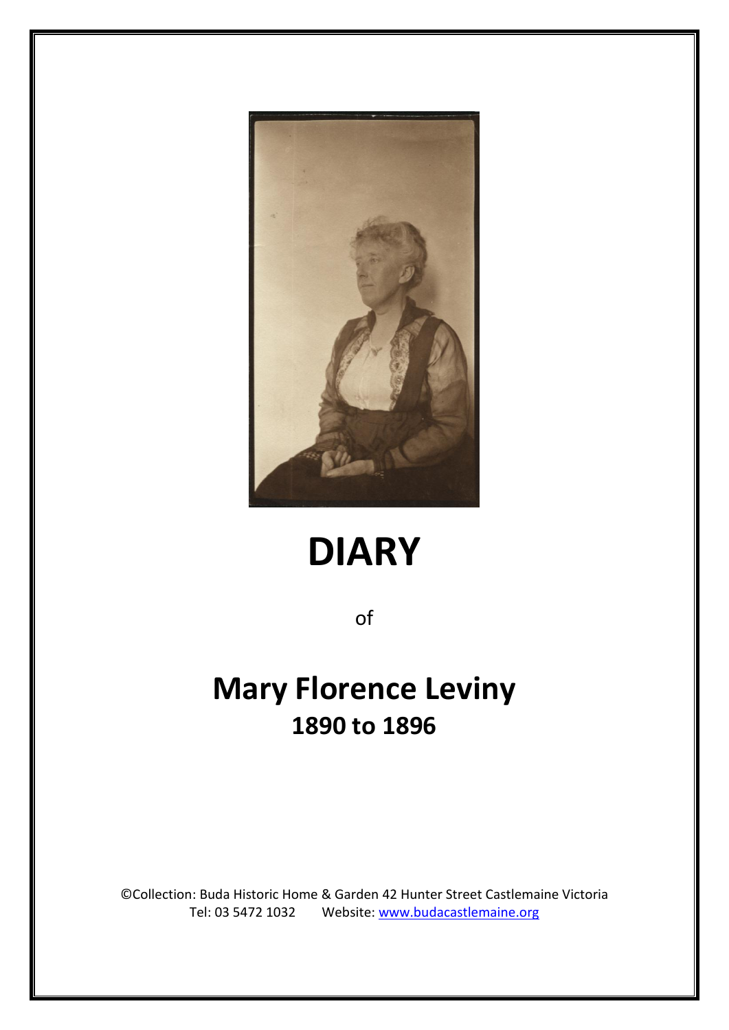# DIARY

of

## Mary Florence Leviny
### 1890 to 1896

©Collection: Buda Historic Home & Garden 42 Hunter Street Castlemaine Victoria
Tel: 03 5472 1032 Website: www.budacastlemaine.org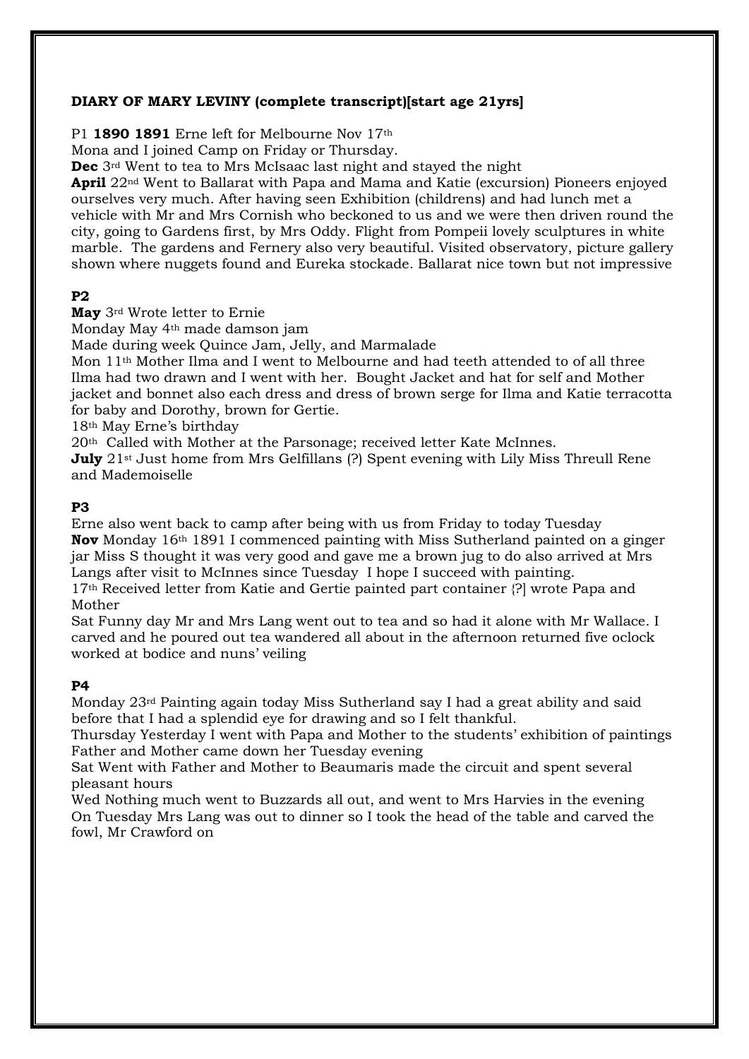**DIARY OF MARY LEVINY (complete transcript)[start age 21yrs]**

P1 **1890 1891** Erne left for Melbourne Nov 17th

Mona and I joined Camp on Friday or Thursday.

**Dec** 3rd Went to tea to Mrs McIsaac last night and stayed the night

**April** 22nd Went to Ballarat with Papa and Mama and Katie (excursion) Pioneers enjoyed ourselves very much. After having seen Exhibition (childrens) and had lunch met a vehicle with Mr and Mrs Cornish who beckoned to us and we were then driven round the city, going to Gardens first, by Mrs Oddy. Flight from Pompeii lovely sculptures in white marble. The gardens and Fernery also very beautiful. Visited observatory, picture gallery shown where nuggets found and Eureka stockade. Ballarat nice town but not impressive

**P2**

**May** 3rd Wrote letter to Ernie

Monday May 4th made damson jam

Made during week Quince Jam, Jelly, and Marmalade

Mon 11th Mother Ilma and I went to Melbourne and had teeth attended to of all three Ilma had two drawn and I went with her. Bought Jacket and hat for self and Mother jacket and bonnet also each dress and dress of brown serge for Ilma and Katie terracotta for baby and Dorothy, brown for Gertie.

18th May Erne's birthday

20th Called with Mother at the Parsonage; received letter Kate McInnes.

**July** 21st Just home from Mrs Gelfillans (?) Spent evening with Lily Miss Threull Rene and Mademoiselle

**P3**

Erne also went back to camp after being with us from Friday to today Tuesday

**Nov** Monday 16th 1891 I commenced painting with Miss Sutherland painted on a ginger jar Miss S thought it was very good and gave me a brown jug to do also arrived at Mrs Langs after visit to McInnes since Tuesday I hope I succeed with painting.

17th Received letter from Katie and Gertie painted part container {?] wrote Papa and Mother

Sat Funny day Mr and Mrs Lang went out to tea and so had it alone with Mr Wallace. I carved and he poured out tea wandered all about in the afternoon returned five oclock worked at bodice and nuns' veiling

**P4**

Monday 23rd Painting again today Miss Sutherland say I had a great ability and said before that I had a splendid eye for drawing and so I felt thankful.

Thursday Yesterday I went with Papa and Mother to the students' exhibition of paintings Father and Mother came down her Tuesday evening

Sat Went with Father and Mother to Beaumaris made the circuit and spent several pleasant hours

Wed Nothing much went to Buzzards all out, and went to Mrs Harvies in the evening

On Tuesday Mrs Lang was out to dinner so I took the head of the table and carved the fowl, Mr Crawford on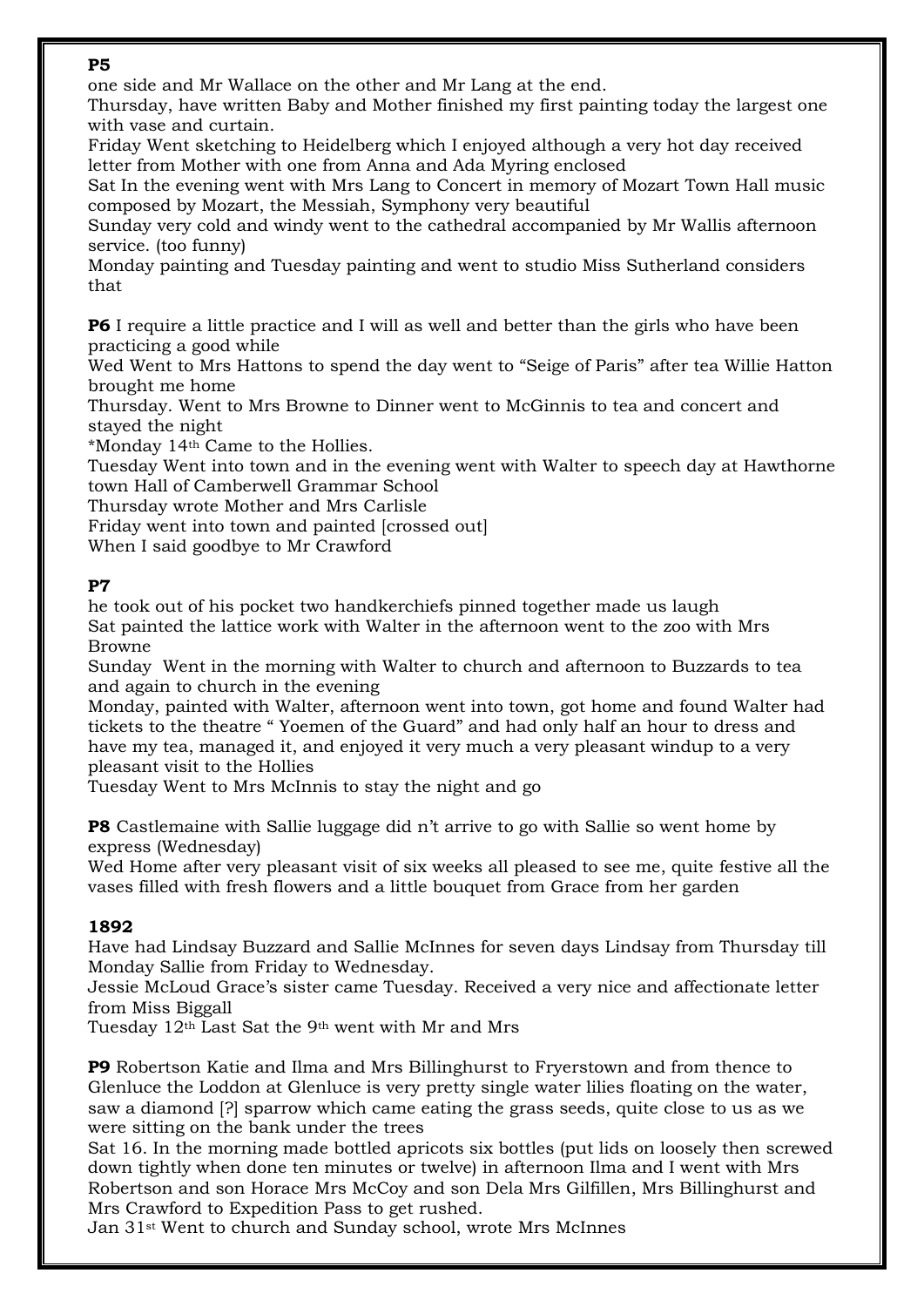**P5**
one side and Mr Wallace on the other and Mr Lang at the end.
Thursday, have written Baby and Mother finished my first painting today the largest one with vase and curtain.
Friday Went sketching to Heidelberg which I enjoyed although a very hot day received letter from Mother with one from Anna and Ada Myring enclosed
Sat In the evening went with Mrs Lang to Concert in memory of Mozart Town Hall music composed by Mozart, the Messiah, Symphony very beautiful
Sunday very cold and windy went to the cathedral accompanied by Mr Wallis afternoon service. (too funny)
Monday painting and Tuesday painting and went to studio Miss Sutherland considers that

**P6** I require a little practice and I will as well and better than the girls who have been practicing a good while
Wed Went to Mrs Hattons to spend the day went to "Seige of Paris" after tea Willie Hatton brought me home
Thursday. Went to Mrs Browne to Dinner went to McGinnis to tea and concert and stayed the night
*Monday 14th Came to the Hollies.
Tuesday Went into town and in the evening went with Walter to speech day at Hawthorne town Hall of Camberwell Grammar School
Thursday wrote Mother and Mrs Carlisle
Friday went into town and painted [crossed out]
When I said goodbye to Mr Crawford

**P7**
he took out of his pocket two handkerchiefs pinned together made us laugh
Sat painted the lattice work with Walter in the afternoon went to the zoo with Mrs Browne
Sunday Went in the morning with Walter to church and afternoon to Buzzards to tea and again to church in the evening
Monday, painted with Walter, afternoon went into town, got home and found Walter had tickets to the theatre " Yoemen of the Guard" and had only half an hour to dress and have my tea, managed it, and enjoyed it very much a very pleasant windup to a very pleasant visit to the Hollies
Tuesday Went to Mrs McInnis to stay the night and go

**P8** Castlemaine with Sallie luggage did n't arrive to go with Sallie so went home by express (Wednesday)
Wed Home after very pleasant visit of six weeks all pleased to see me, quite festive all the vases filled with fresh flowers and a little bouquet from Grace from her garden

**1892**
Have had Lindsay Buzzard and Sallie McInnes for seven days Lindsay from Thursday till Monday Sallie from Friday to Wednesday.
Jessie McLoud Grace's sister came Tuesday. Received a very nice and affectionate letter from Miss Biggall
Tuesday 12th Last Sat the 9th went with Mr and Mrs

**P9** Robertson Katie and Ilma and Mrs Billinghurst to Fryerstown and from thence to Glenluce the Loddon at Glenluce is very pretty single water lilies floating on the water, saw a diamond [?] sparrow which came eating the grass seeds, quite close to us as we were sitting on the bank under the trees
Sat 16. In the morning made bottled apricots six bottles (put lids on loosely then screwed down tightly when done ten minutes or twelve) in afternoon Ilma and I went with Mrs Robertson and son Horace Mrs McCoy and son Dela Mrs Gilfillen, Mrs Billinghurst and Mrs Crawford to Expedition Pass to get rushed.
Jan 31st Went to church and Sunday school, wrote Mrs McInnes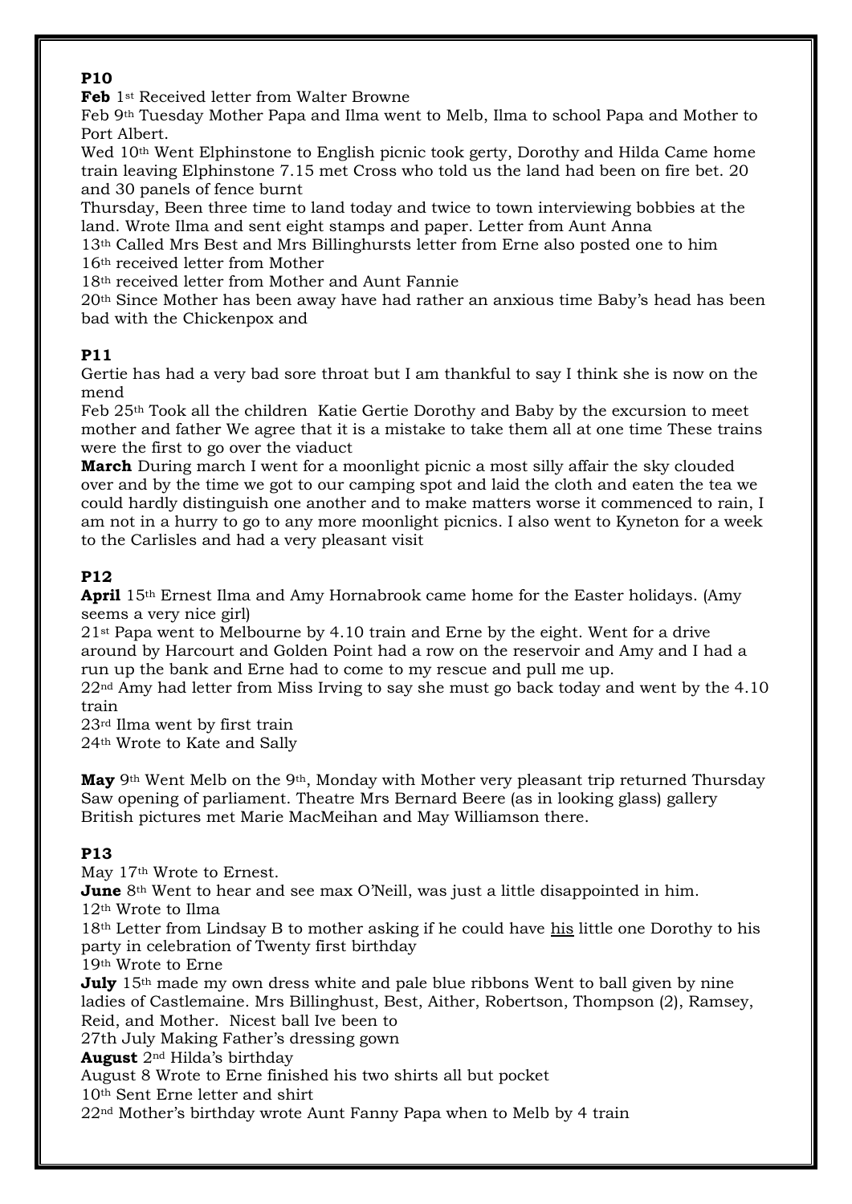**P10**

**Feb** 1st Received letter from Walter Browne

Feb 9th Tuesday Mother Papa and Ilma went to Melb, Ilma to school Papa and Mother to Port Albert.

Wed 10th Went Elphinstone to English picnic took gerty, Dorothy and Hilda Came home train leaving Elphinstone 7.15 met Cross who told us the land had been on fire bet. 20 and 30 panels of fence burnt

Thursday, Been three time to land today and twice to town interviewing bobbies at the land. Wrote Ilma and sent eight stamps and paper. Letter from Aunt Anna

13th Called Mrs Best and Mrs Billinghursts letter from Erne also posted one to him

16th received letter from Mother

18th received letter from Mother and Aunt Fannie

20th Since Mother has been away have had rather an anxious time Baby's head has been bad with the Chickenpox and

**P11**

Gertie has had a very bad sore throat but I am thankful to say I think she is now on the mend

Feb 25th Took all the children Katie Gertie Dorothy and Baby by the excursion to meet mother and father We agree that it is a mistake to take them all at one time These trains were the first to go over the viaduct

**March** During march I went for a moonlight picnic a most silly affair the sky clouded over and by the time we got to our camping spot and laid the cloth and eaten the tea we could hardly distinguish one another and to make matters worse it commenced to rain, I am not in a hurry to go to any more moonlight picnics. I also went to Kyneton for a week to the Carlisles and had a very pleasant visit

**P12**

**April** 15th Ernest Ilma and Amy Hornabrook came home for the Easter holidays. (Amy seems a very nice girl)

21st Papa went to Melbourne by 4.10 train and Erne by the eight. Went for a drive around by Harcourt and Golden Point had a row on the reservoir and Amy and I had a run up the bank and Erne had to come to my rescue and pull me up.

22nd Amy had letter from Miss Irving to say she must go back today and went by the 4.10 train

23rd Ilma went by first train

24th Wrote to Kate and Sally

**May** 9th Went Melb on the 9th, Monday with Mother very pleasant trip returned Thursday Saw opening of parliament. Theatre Mrs Bernard Beere (as in looking glass) gallery British pictures met Marie MacMeihan and May Williamson there.

**P13**

May 17th Wrote to Ernest.

**June** 8th Went to hear and see max O'Neill, was just a little disappointed in him.

12th Wrote to Ilma

18th Letter from Lindsay B to mother asking if he could have <u>his</u> little one Dorothy to his party in celebration of Twenty first birthday

19th Wrote to Erne

**July** 15th made my own dress white and pale blue ribbons Went to ball given by nine ladies of Castlemaine. Mrs Billinghust, Best, Aither, Robertson, Thompson (2), Ramsey, Reid, and Mother. Nicest ball Ive been to

27th July Making Father's dressing gown

**August** 2nd Hilda's birthday

August 8 Wrote to Erne finished his two shirts all but pocket

10th Sent Erne letter and shirt

22nd Mother's birthday wrote Aunt Fanny Papa when to Melb by 4 train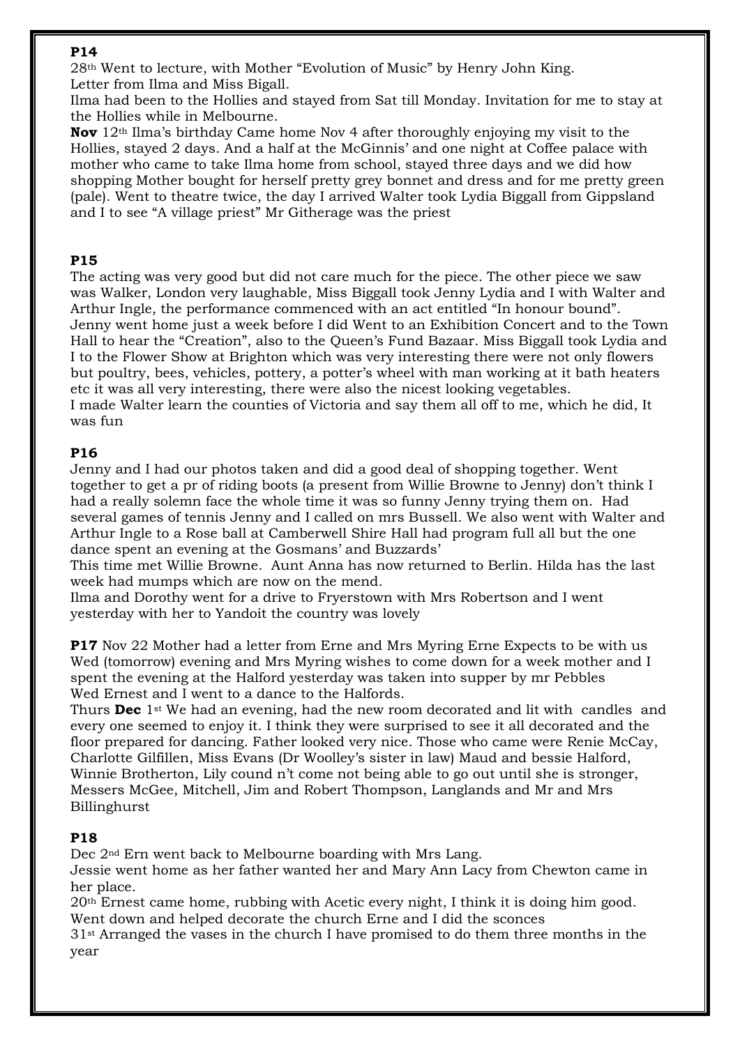**P14**

28th Went to lecture, with Mother "Evolution of Music" by Henry John King.
Letter from Ilma and Miss Bigall.
Ilma had been to the Hollies and stayed from Sat till Monday. Invitation for me to stay at the Hollies while in Melbourne.
**Nov** 12th Ilma's birthday Came home Nov 4 after thoroughly enjoying my visit to the Hollies, stayed 2 days. And a half at the McGinnis' and one night at Coffee palace with mother who came to take Ilma home from school, stayed three days and we did how shopping Mother bought for herself pretty grey bonnet and dress and for me pretty green (pale). Went to theatre twice, the day I arrived Walter took Lydia Biggall from Gippsland and I to see "A village priest" Mr Githerage was the priest

**P15**

The acting was very good but did not care much for the piece. The other piece we saw was Walker, London very laughable, Miss Biggall took Jenny Lydia and I with Walter and Arthur Ingle, the performance commenced with an act entitled "In honour bound". Jenny went home just a week before I did Went to an Exhibition Concert and to the Town Hall to hear the "Creation", also to the Queen's Fund Bazaar. Miss Biggall took Lydia and I to the Flower Show at Brighton which was very interesting there were not only flowers but poultry, bees, vehicles, pottery, a potter's wheel with man working at it bath heaters etc it was all very interesting, there were also the nicest looking vegetables.
I made Walter learn the counties of Victoria and say them all off to me, which he did, It was fun

**P16**

Jenny and I had our photos taken and did a good deal of shopping together. Went together to get a pr of riding boots (a present from Willie Browne to Jenny) don't think I had a really solemn face the whole time it was so funny Jenny trying them on. Had several games of tennis Jenny and I called on mrs Bussell. We also went with Walter and Arthur Ingle to a Rose ball at Camberwell Shire Hall had program full all but the one dance spent an evening at the Gosmans' and Buzzards'
This time met Willie Browne. Aunt Anna has now returned to Berlin. Hilda has the last week had mumps which are now on the mend.
Ilma and Dorothy went for a drive to Fryerstown with Mrs Robertson and I went yesterday with her to Yandoit the country was lovely

**P17** Nov 22 Mother had a letter from Erne and Mrs Myring Erne Expects to be with us Wed (tomorrow) evening and Mrs Myring wishes to come down for a week mother and I spent the evening at the Halford yesterday was taken into supper by mr Pebbles
Wed Ernest and I went to a dance to the Halfords.
Thurs **Dec** 1st We had an evening, had the new room decorated and lit with candles and every one seemed to enjoy it. I think they were surprised to see it all decorated and the floor prepared for dancing. Father looked very nice. Those who came were Renie McCay, Charlotte Gilfillen, Miss Evans (Dr Woolley's sister in law) Maud and bessie Halford, Winnie Brotherton, Lily cound n't come not being able to go out until she is stronger, Messers McGee, Mitchell, Jim and Robert Thompson, Langlands and Mr and Mrs Billinghurst

**P18**

Dec 2nd Ern went back to Melbourne boarding with Mrs Lang.
Jessie went home as her father wanted her and Mary Ann Lacy from Chewton came in her place.
20th Ernest came home, rubbing with Acetic every night, I think it is doing him good.
Went down and helped decorate the church Erne and I did the sconces
31st Arranged the vases in the church I have promised to do them three months in the year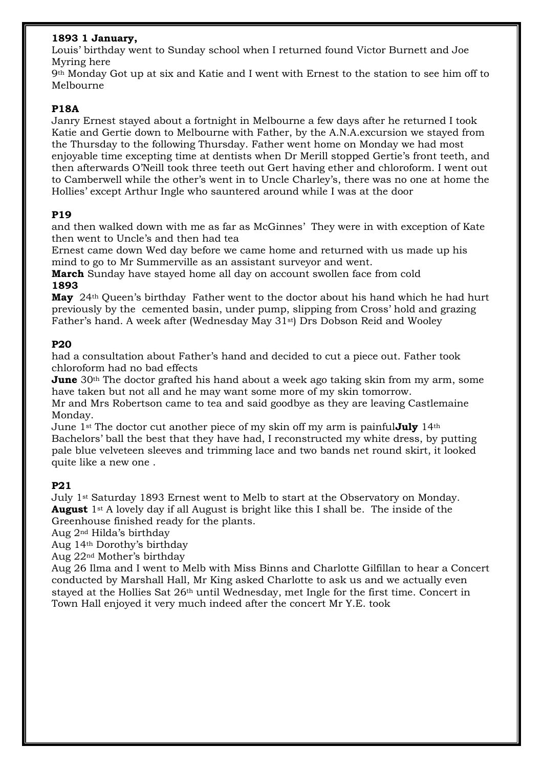**1893 1 January,**
Louis' birthday went to Sunday school when I returned found Victor Burnett and Joe Myring here
9th Monday Got up at six and Katie and I went with Ernest to the station to see him off to Melbourne

**P18A**
Janry Ernest stayed about a fortnight in Melbourne a few days after he returned I took Katie and Gertie down to Melbourne with Father, by the A.N.A.excursion we stayed from the Thursday to the following Thursday. Father went home on Monday we had most enjoyable time excepting time at dentists when Dr Merill stopped Gertie's front teeth, and then afterwards O'Neill took three teeth out Gert having ether and chloroform. I went out to Camberwell while the other's went in to Uncle Charley's, there was no one at home the Hollies' except Arthur Ingle who sauntered around while I was at the door

**P19**
and then walked down with me as far as McGinnes' They were in with exception of Kate then went to Uncle's and then had tea
Ernest came down Wed day before we came home and returned with us made up his mind to go to Mr Summerville as an assistant surveyor and went.
**March** Sunday have stayed home all day on account swollen face from cold
**1893**
**May** 24th Queen's birthday Father went to the doctor about his hand which he had hurt previously by the cemented basin, under pump, slipping from Cross' hold and grazing Father's hand. A week after (Wednesday May 31st) Drs Dobson Reid and Wooley

**P20**
had a consultation about Father's hand and decided to cut a piece out. Father took chloroform had no bad effects
**June** 30th The doctor grafted his hand about a week ago taking skin from my arm, some have taken but not all and he may want some more of my skin tomorrow.
Mr and Mrs Robertson came to tea and said goodbye as they are leaving Castlemaine Monday.
June 1st The doctor cut another piece of my skin off my arm is painful**July** 14th Bachelors' ball the best that they have had, I reconstructed my white dress, by putting pale blue velveteen sleeves and trimming lace and two bands net round skirt, it looked quite like a new one .

**P21**
July 1st Saturday 1893 Ernest went to Melb to start at the Observatory on Monday.
**August** 1st A lovely day if all August is bright like this I shall be. The inside of the Greenhouse finished ready for the plants.
Aug 2nd Hilda's birthday
Aug 14th Dorothy's birthday
Aug 22nd Mother's birthday
Aug 26 Ilma and I went to Melb with Miss Binns and Charlotte Gilfillan to hear a Concert conducted by Marshall Hall, Mr King asked Charlotte to ask us and we actually even stayed at the Hollies Sat 26th until Wednesday, met Ingle for the first time. Concert in Town Hall enjoyed it very much indeed after the concert Mr Y.E. took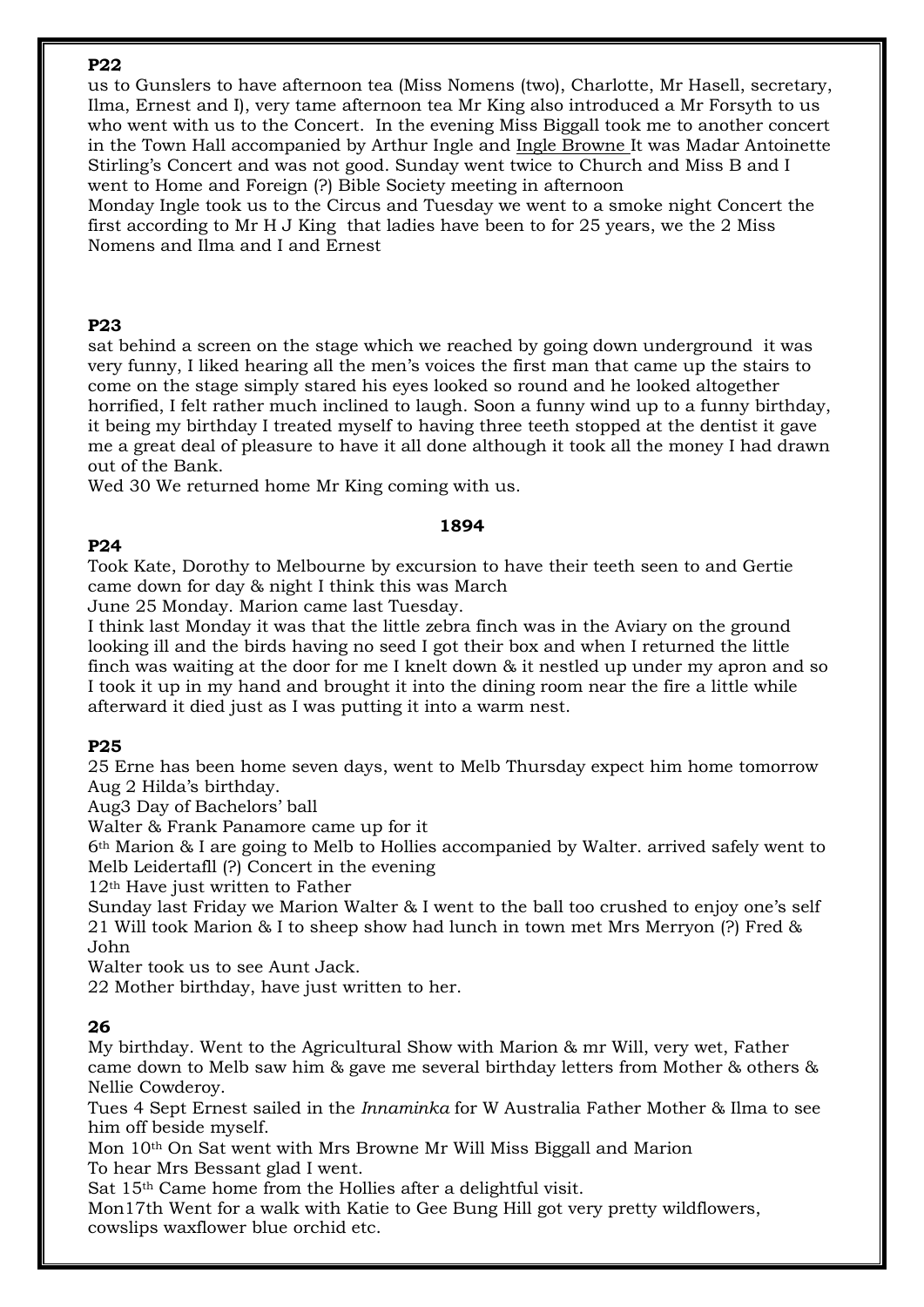**P22**

us to Gunslers to have afternoon tea (Miss Nomens (two), Charlotte, Mr Hasell, secretary, Ilma, Ernest and I), very tame afternoon tea Mr King also introduced a Mr Forsyth to us who went with us to the Concert. In the evening Miss Biggall took me to another concert in the Town Hall accompanied by Arthur Ingle and Ingle Browne It was Madar Antoinette Stirling's Concert and was not good. Sunday went twice to Church and Miss B and I went to Home and Foreign (?) Bible Society meeting in afternoon

Monday Ingle took us to the Circus and Tuesday we went to a smoke night Concert the first according to Mr H J King that ladies have been to for 25 years, we the 2 Miss Nomens and Ilma and I and Ernest

**P23**

sat behind a screen on the stage which we reached by going down underground it was very funny, I liked hearing all the men's voices the first man that came up the stairs to come on the stage simply stared his eyes looked so round and he looked altogether horrified, I felt rather much inclined to laugh. Soon a funny wind up to a funny birthday, it being my birthday I treated myself to having three teeth stopped at the dentist it gave me a great deal of pleasure to have it all done although it took all the money I had drawn out of the Bank.

Wed 30 We returned home Mr King coming with us.

**1894**

**P24**

Took Kate, Dorothy to Melbourne by excursion to have their teeth seen to and Gertie came down for day & night I think this was March

June 25 Monday. Marion came last Tuesday.

I think last Monday it was that the little zebra finch was in the Aviary on the ground looking ill and the birds having no seed I got their box and when I returned the little finch was waiting at the door for me I knelt down & it nestled up under my apron and so I took it up in my hand and brought it into the dining room near the fire a little while afterward it died just as I was putting it into a warm nest.

**P25**

25 Erne has been home seven days, went to Melb Thursday expect him home tomorrow

Aug 2 Hilda's birthday.

Aug3 Day of Bachelors' ball

Walter & Frank Panamore came up for it

6th Marion & I are going to Melb to Hollies accompanied by Walter. arrived safely went to Melb Leidertafll (?) Concert in the evening

12th Have just written to Father

Sunday last Friday we Marion Walter & I went to the ball too crushed to enjoy one's self

21 Will took Marion & I to sheep show had lunch in town met Mrs Merryon (?) Fred & John

Walter took us to see Aunt Jack.

22 Mother birthday, have just written to her.

**26**

My birthday. Went to the Agricultural Show with Marion & mr Will, very wet, Father came down to Melb saw him & gave me several birthday letters from Mother & others & Nellie Cowderoy.

Tues 4 Sept Ernest sailed in the *Innaminka* for W Australia Father Mother & Ilma to see him off beside myself.

Mon 10th On Sat went with Mrs Browne Mr Will Miss Biggall and Marion

To hear Mrs Bessant glad I went.

Sat 15th Came home from the Hollies after a delightful visit.

Mon17th Went for a walk with Katie to Gee Bung Hill got very pretty wildflowers, cowslips waxflower blue orchid etc.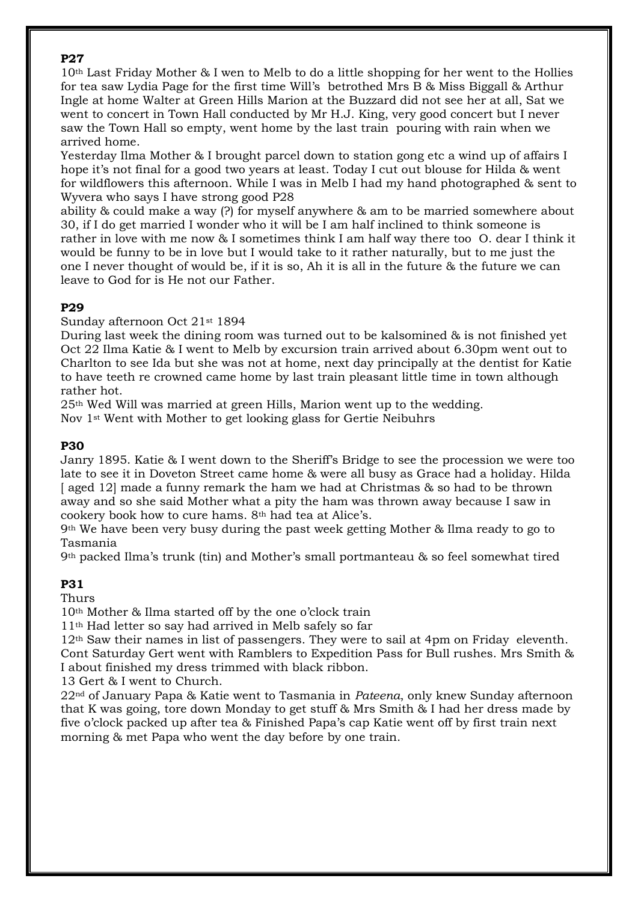**P27**

10th Last Friday Mother & I wen to Melb to do a little shopping for her went to the Hollies for tea saw Lydia Page for the first time Will's betrothed Mrs B & Miss Biggall & Arthur Ingle at home Walter at Green Hills Marion at the Buzzard did not see her at all, Sat we went to concert in Town Hall conducted by Mr H.J. King, very good concert but I never saw the Town Hall so empty, went home by the last train pouring with rain when we arrived home.

Yesterday Ilma Mother & I brought parcel down to station gong etc a wind up of affairs I hope it's not final for a good two years at least. Today I cut out blouse for Hilda & went for wildflowers this afternoon. While I was in Melb I had my hand photographed & sent to Wyvera who says I have strong good P28

ability & could make a way (?) for myself anywhere & am to be married somewhere about 30, if I do get married I wonder who it will be I am half inclined to think someone is rather in love with me now & I sometimes think I am half way there too O. dear I think it would be funny to be in love but I would take to it rather naturally, but to me just the one I never thought of would be, if it is so, Ah it is all in the future & the future we can leave to God for is He not our Father.

**P29**

Sunday afternoon Oct 21st 1894

During last week the dining room was turned out to be kalsomined & is not finished yet Oct 22 Ilma Katie & I went to Melb by excursion train arrived about 6.30pm went out to Charlton to see Ida but she was not at home, next day principally at the dentist for Katie to have teeth re crowned came home by last train pleasant little time in town although rather hot.

25th Wed Will was married at green Hills, Marion went up to the wedding.

Nov 1st Went with Mother to get looking glass for Gertie Neibuhrs

**P30**

Janry 1895. Katie & I went down to the Sheriff's Bridge to see the procession we were too late to see it in Doveton Street came home & were all busy as Grace had a holiday. Hilda [ aged 12] made a funny remark the ham we had at Christmas & so had to be thrown away and so she said Mother what a pity the ham was thrown away because I saw in cookery book how to cure hams. 8th had tea at Alice's.

9th We have been very busy during the past week getting Mother & Ilma ready to go to Tasmania

9th packed Ilma's trunk (tin) and Mother's small portmanteau & so feel somewhat tired

**P31**

Thurs

10th Mother & Ilma started off by the one o'clock train

11th Had letter so say had arrived in Melb safely so far

12th Saw their names in list of passengers. They were to sail at 4pm on Friday eleventh. Cont Saturday Gert went with Ramblers to Expedition Pass for Bull rushes. Mrs Smith & I about finished my dress trimmed with black ribbon.

13 Gert & I went to Church.

22nd of January Papa & Katie went to Tasmania in *Pateena*, only knew Sunday afternoon that K was going, tore down Monday to get stuff & Mrs Smith & I had her dress made by five o'clock packed up after tea & Finished Papa's cap Katie went off by first train next morning & met Papa who went the day before by one train.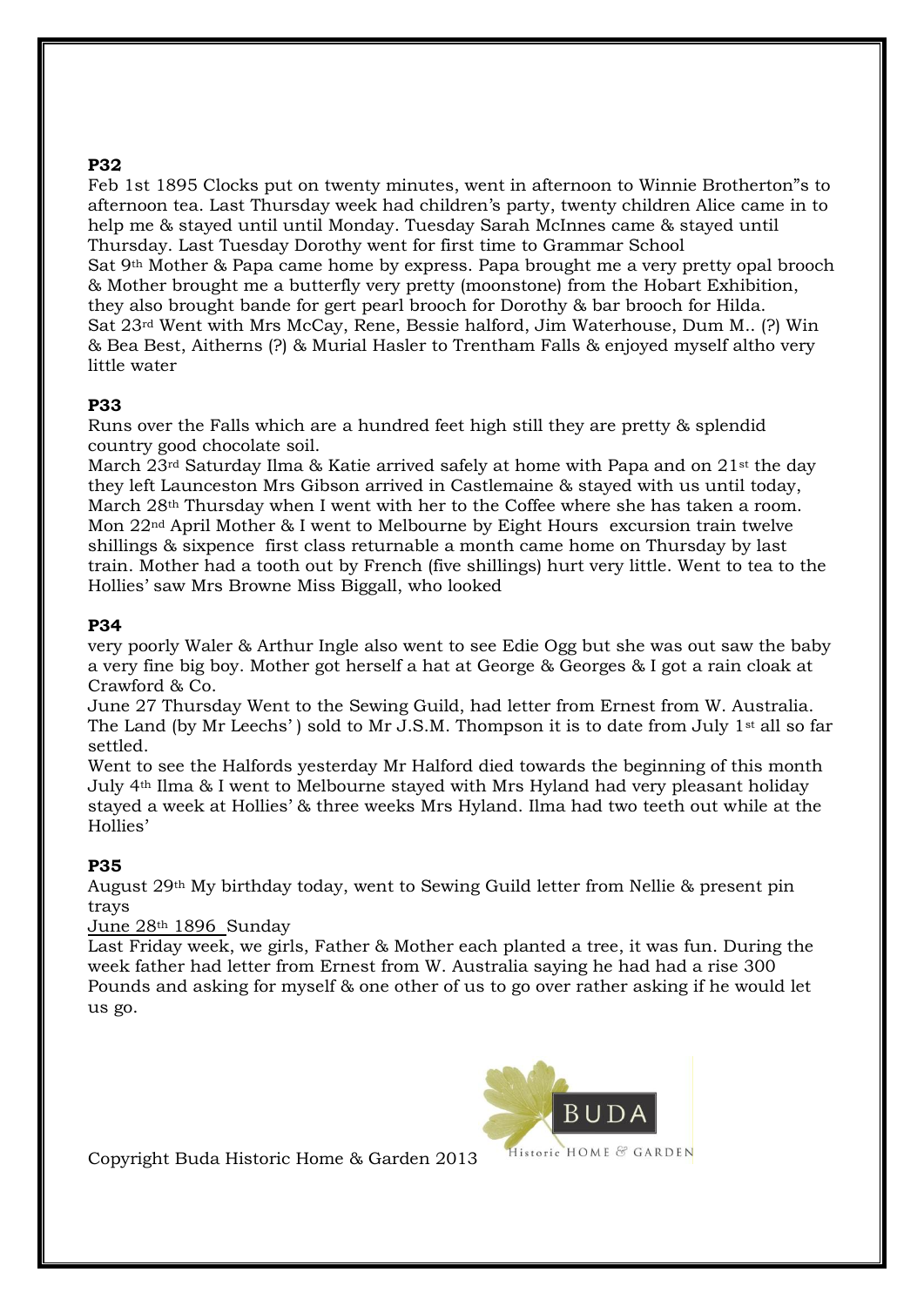**P32**

Feb 1st 1895 Clocks put on twenty minutes, went in afternoon to Winnie Brotherton"s to afternoon tea. Last Thursday week had children's party, twenty children Alice came in to help me & stayed until until Monday. Tuesday Sarah McInnes came & stayed until Thursday. Last Tuesday Dorothy went for first time to Grammar School

Sat 9th Mother & Papa came home by express. Papa brought me a very pretty opal brooch & Mother brought me a butterfly very pretty (moonstone) from the Hobart Exhibition, they also brought bande for gert pearl brooch for Dorothy & bar brooch for Hilda.

Sat 23rd Went with Mrs McCay, Rene, Bessie halford, Jim Waterhouse, Dum M.. (?) Win & Bea Best, Aitherns (?) & Murial Hasler to Trentham Falls & enjoyed myself altho very little water

**P33**

Runs over the Falls which are a hundred feet high still they are pretty & splendid country good chocolate soil.

March 23rd Saturday Ilma & Katie arrived safely at home with Papa and on 21st the day they left Launceston Mrs Gibson arrived in Castlemaine & stayed with us until today, March 28th Thursday when I went with her to the Coffee where she has taken a room.

Mon 22nd April Mother & I went to Melbourne by Eight Hours excursion train twelve shillings & sixpence first class returnable a month came home on Thursday by last train. Mother had a tooth out by French (five shillings) hurt very little. Went to tea to the Hollies' saw Mrs Browne Miss Biggall, who looked

**P34**

very poorly Waler & Arthur Ingle also went to see Edie Ogg but she was out saw the baby a very fine big boy. Mother got herself a hat at George & Georges & I got a rain cloak at Crawford & Co.

June 27 Thursday Went to the Sewing Guild, had letter from Ernest from W. Australia. The Land (by Mr Leechs' ) sold to Mr J.S.M. Thompson it is to date from July 1st all so far settled.

Went to see the Halfords yesterday Mr Halford died towards the beginning of this month July 4th Ilma & I went to Melbourne stayed with Mrs Hyland had very pleasant holiday stayed a week at Hollies' & three weeks Mrs Hyland. Ilma had two teeth out while at the Hollies'

**P35**

August 29th My birthday today, went to Sewing Guild letter from Nellie & present pin trays

June 28th 1896 Sunday

Last Friday week, we girls, Father & Mother each planted a tree, it was fun. During the week father had letter from Ernest from W. Australia saying he had had a rise 300 Pounds and asking for myself & one other of us to go over rather asking if he would let us go.

Copyright Buda Historic Home & Garden 2013

BUDA
Historic HOME & GARDEN